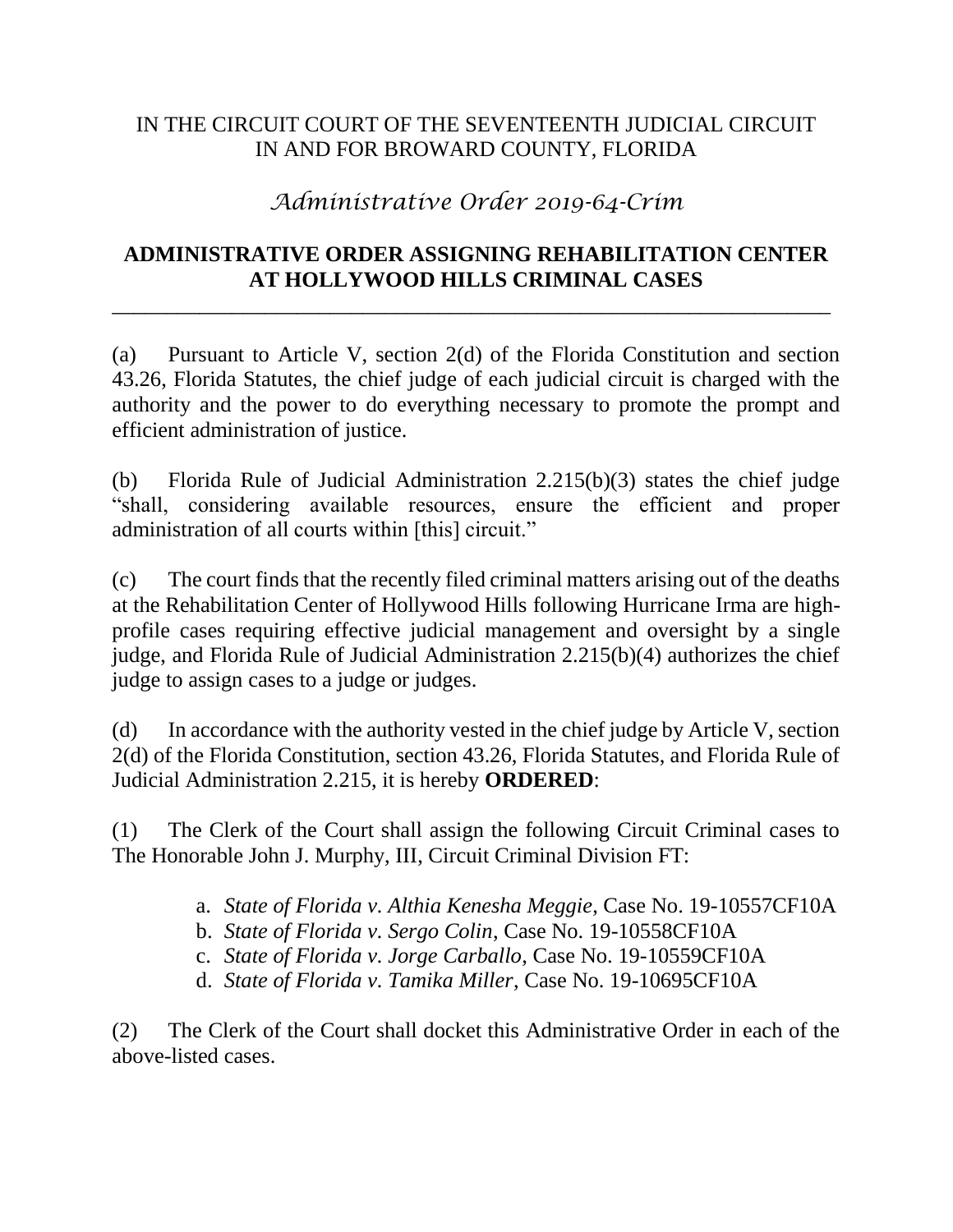IN THE CIRCUIT COURT OF THE SEVENTEENTH JUDICIAL CIRCUIT
IN AND FOR BROWARD COUNTY, FLORIDA

*Administrative Order 2019-64-Crim*

**ADMINISTRATIVE ORDER ASSIGNING REHABILITATION CENTER AT HOLLYWOOD HILLS CRIMINAL CASES**

---

(a) Pursuant to Article V, section 2(d) of the Florida Constitution and section 43.26, Florida Statutes, the chief judge of each judicial circuit is charged with the authority and the power to do everything necessary to promote the prompt and efficient administration of justice.

(b) Florida Rule of Judicial Administration 2.215(b)(3) states the chief judge "shall, considering available resources, ensure the efficient and proper administration of all courts within [this] circuit."

(c) The court finds that the recently filed criminal matters arising out of the deaths at the Rehabilitation Center of Hollywood Hills following Hurricane Irma are high-profile cases requiring effective judicial management and oversight by a single judge, and Florida Rule of Judicial Administration 2.215(b)(4) authorizes the chief judge to assign cases to a judge or judges.

(d) In accordance with the authority vested in the chief judge by Article V, section 2(d) of the Florida Constitution, section 43.26, Florida Statutes, and Florida Rule of Judicial Administration 2.215, it is hereby **ORDERED**:

(1) The Clerk of the Court shall assign the following Circuit Criminal cases to The Honorable John J. Murphy, III, Circuit Criminal Division FT:

a. *State of Florida v. Althia Kenesha Meggie*, Case No. 19-10557CF10A
b. *State of Florida v. Sergo Colin*, Case No. 19-10558CF10A
c. *State of Florida v. Jorge Carballo*, Case No. 19-10559CF10A
d. *State of Florida v. Tamika Miller*, Case No. 19-10695CF10A

(2) The Clerk of the Court shall docket this Administrative Order in each of the above-listed cases.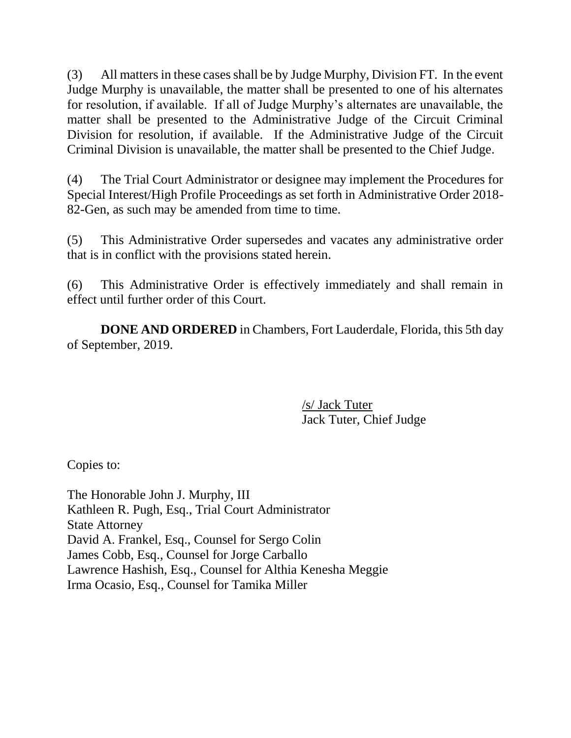(3) All matters in these cases shall be by Judge Murphy, Division FT. In the event Judge Murphy is unavailable, the matter shall be presented to one of his alternates for resolution, if available. If all of Judge Murphy's alternates are unavailable, the matter shall be presented to the Administrative Judge of the Circuit Criminal Division for resolution, if available. If the Administrative Judge of the Circuit Criminal Division is unavailable, the matter shall be presented to the Chief Judge.

(4) The Trial Court Administrator or designee may implement the Procedures for Special Interest/High Profile Proceedings as set forth in Administrative Order 2018-82-Gen, as such may be amended from time to time.

(5) This Administrative Order supersedes and vacates any administrative order that is in conflict with the provisions stated herein.

(6) This Administrative Order is effectively immediately and shall remain in effect until further order of this Court.

**DONE AND ORDERED** in Chambers, Fort Lauderdale, Florida, this 5th day of September, 2019.

/s/ Jack Tuter
Jack Tuter, Chief Judge

Copies to:

The Honorable John J. Murphy, III
Kathleen R. Pugh, Esq., Trial Court Administrator
State Attorney
David A. Frankel, Esq., Counsel for Sergo Colin
James Cobb, Esq., Counsel for Jorge Carballo
Lawrence Hashish, Esq., Counsel for Althia Kenesha Meggie
Irma Ocasio, Esq., Counsel for Tamika Miller